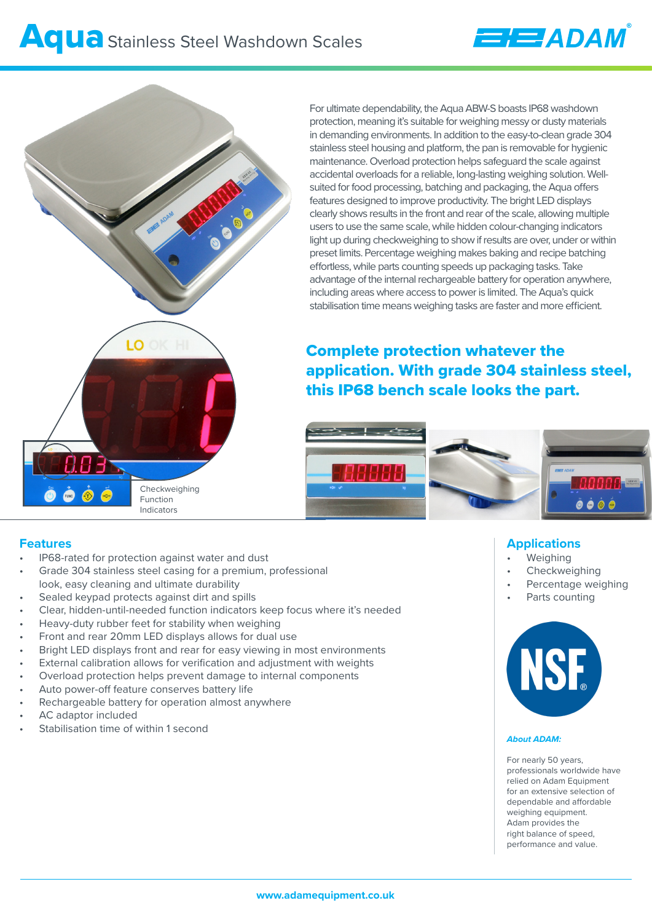# Aqua Stainless Steel Washdown Scales

For ultimate dependability, the Aqua ABW-S boasts IP68 washdown protection, meaning it's suitable for weighing messy or dusty materials in demanding environments. In addition to the easy-to-clean grade 304 stainless steel housing and platform, the pan is removable for hygienic maintenance. Overload protection helps safeguard the scale against accidental overloads for a reliable, long-lasting weighing solution. Well-suited for food processing, batching and packaging, the Aqua offers features designed to improve productivity. The bright LED displays clearly shows results in the front and rear of the scale, allowing multiple users to use the same scale, while hidden colour-changing indicators light up during checkweighing to show if results are over, under or within preset limits. Percentage weighing makes baking and recipe batching effortless, while parts counting speeds up packaging tasks. Take advantage of the internal rechargeable battery for operation anywhere, including areas where access to power is limited. The Aqua's quick stabilisation time means weighing tasks are faster and more efficient.

## Complete protection whatever the application. With grade 304 stainless steel, this IP68 bench scale looks the part.

Checkweighing Function Indicators

## Features

- IP68-rated for protection against water and dust
- Grade 304 stainless steel casing for a premium, professional look, easy cleaning and ultimate durability
- Sealed keypad protects against dirt and spills
- Clear, hidden-until-needed function indicators keep focus where it's needed
- Heavy-duty rubber feet for stability when weighing
- Front and rear 20mm LED displays allows for dual use
- Bright LED displays front and rear for easy viewing in most environments
- External calibration allows for verification and adjustment with weights
- Overload protection helps prevent damage to internal components
- Auto power-off feature conserves battery life
- Rechargeable battery for operation almost anywhere
- AC adaptor included
- Stabilisation time of within 1 second

## Applications

- Weighing
- Checkweighing
- Percentage weighing
- Parts counting

NSF®

***About ADAM:***

For nearly 50 years, professionals worldwide have relied on Adam Equipment for an extensive selection of dependable and affordable weighing equipment. Adam provides the right balance of speed, performance and value.

www.adamequipment.co.uk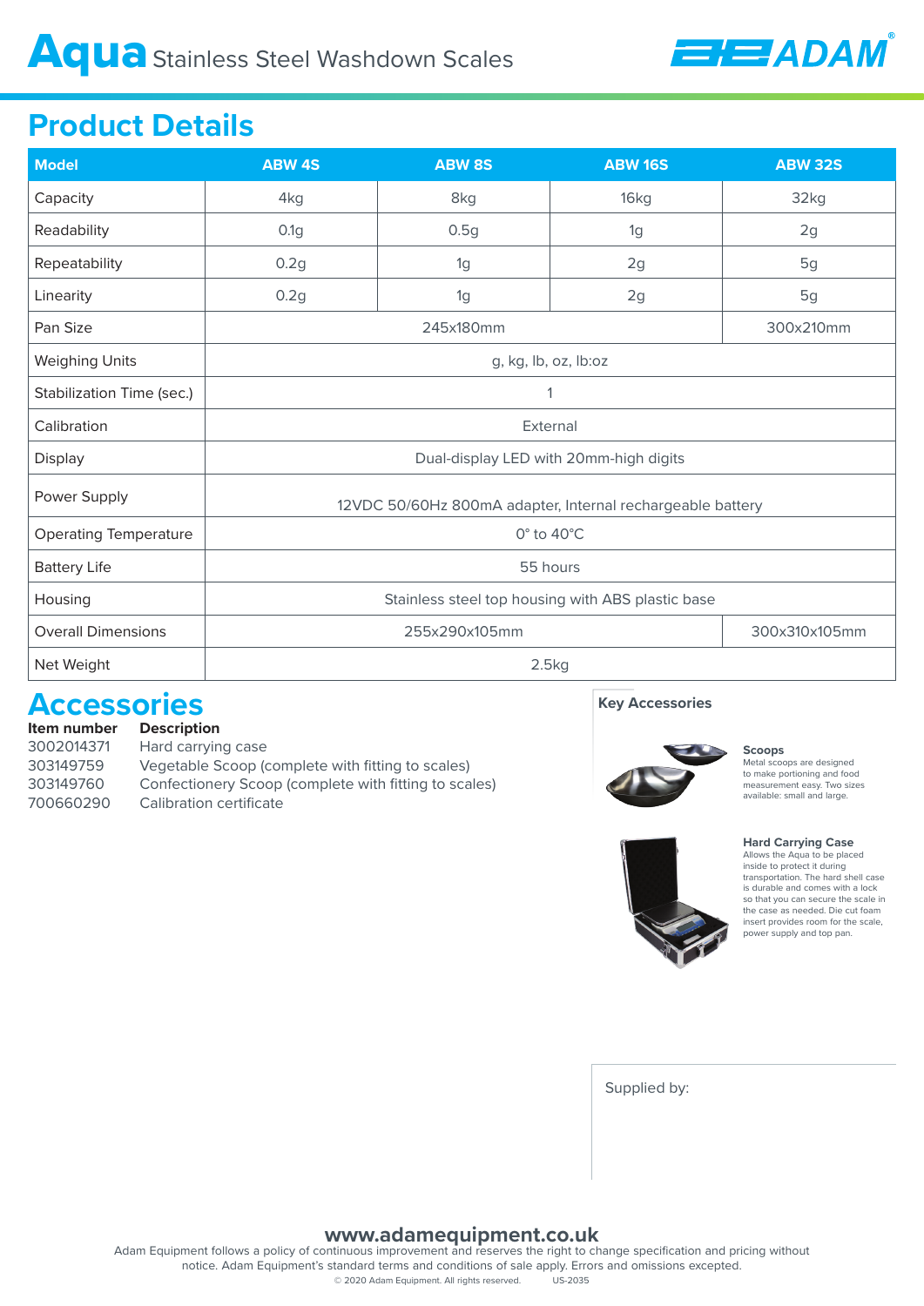# Aqua Stainless Steel Washdown Scales

## Product Details

| Model | ABW 4S | ABW 8S | ABW 16S | ABW 32S |
|---|---|---|---|---|
| Capacity | 4kg | 8kg | 16kg | 32kg |
| Readability | 0.1g | 0.5g | 1g | 2g |
| Repeatability | 0.2g | 1g | 2g | 5g |
| Linearity | 0.2g | 1g | 2g | 5g |
| Pan Size | 245x180mm | | | 300x210mm |
| Weighing Units | g, kg, lb, oz, lb:oz | | | |
| Stabilization Time (sec.) | 1 | | | |
| Calibration | External | | | |
| Display | Dual-display LED with 20mm-high digits | | | |
| Power Supply | 12VDC 50/60Hz 800mA adapter, Internal rechargeable battery | | | |
| Operating Temperature | 0° to 40°C | | | |
| Battery Life | 55 hours | | | |
| Housing | Stainless steel top housing with ABS plastic base | | | |
| Overall Dimensions | 255x290x105mm | | | 300x310x105mm |
| Net Weight | 2.5kg | | | |

## Accessories

| Item number | Description |
|---|---|
| 3002014371 | Hard carrying case |
| 303149759 | Vegetable Scoop (complete with fitting to scales) |
| 303149760 | Confectionery Scoop (complete with fitting to scales) |
| 700660290 | Calibration certificate |

### Key Accessories

**Scoops**
Metal scoops are designed to make portioning and food measurement easy. Two sizes available: small and large.

**Hard Carrying Case**
Allows the Aqua to be placed inside to protect it during transportation. The hard shell case is durable and comes with a lock so that you can secure the scale in the case as needed. Die cut foam insert provides room for the scale, power supply and top pan.

Supplied by:

**www.adamequipment.co.uk**

Adam Equipment follows a policy of continuous improvement and reserves the right to change specification and pricing without notice. Adam Equipment's standard terms and conditions of sale apply. Errors and omissions excepted.

© 2020 Adam Equipment. All rights reserved. US-2035